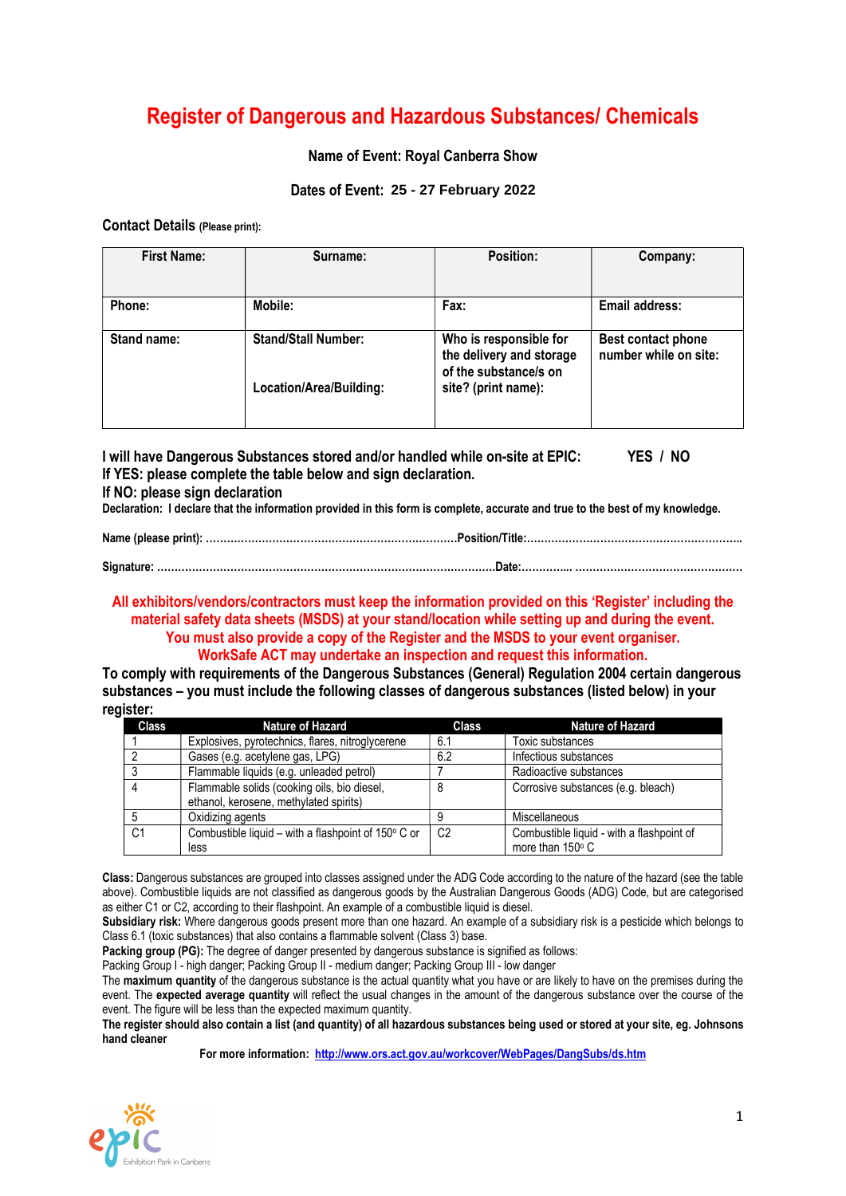# Register of Dangerous and Hazardous Substances/ Chemicals

**Name of Event: Royal Canberra Show**

**Dates of Event: 25 - 27 February 2022**

**Contact Details** (Please print):

| First Name: | Surname: | Position: | Company: |
|---|---|---|---|
| **Phone:** | **Mobile:** | **Fax:** | **Email address:** |
| **Stand name:** | **Stand/Stall Number:**<br><br>**Location/Area/Building:** | **Who is responsible for the delivery and storage of the substance/s on site? (print name):** | **Best contact phone number while on site:** |

**I will have Dangerous Substances stored and/or handled while on-site at EPIC: YES / NO**
**If YES: please complete the table below and sign declaration.**
**If NO: please sign declaration**
**Declaration: I declare that the information provided in this form is complete, accurate and true to the best of my knowledge.**

**Name (please print):** ………………………………………………………………**Position/Title:**……………………………………………………..

**Signature:** …………………………………………………………………………………**Date:**………….. ………………………………………….

**All exhibitors/vendors/contractors must keep the information provided on this 'Register' including the material safety data sheets (MSDS) at your stand/location while setting up and during the event. You must also provide a copy of the Register and the MSDS to your event organiser. WorkSafe ACT may undertake an inspection and request this information.**

**To comply with requirements of the Dangerous Substances (General) Regulation 2004 certain dangerous substances – you must include the following classes of dangerous substances (listed below) in your register:**

| Class | Nature of Hazard | Class | Nature of Hazard |
|---|---|---|---|
| 1 | Explosives, pyrotechnics, flares, nitroglycerene | 6.1 | Toxic substances |
| 2 | Gases (e.g. acetylene gas, LPG) | 6.2 | Infectious substances |
| 3 | Flammable liquids (e.g. unleaded petrol) | 7 | Radioactive substances |
| 4 | Flammable solids (cooking oils, bio diesel, ethanol, kerosene, methylated spirits) | 8 | Corrosive substances (e.g. bleach) |
| 5 | Oxidizing agents | 9 | Miscellaneous |
| C1 | Combustible liquid – with a flashpoint of 150° C or less | C2 | Combustible liquid - with a flashpoint of more than 150° C |

**Class:** Dangerous substances are grouped into classes assigned under the ADG Code according to the nature of the hazard (see the table above). Combustible liquids are not classified as dangerous goods by the Australian Dangerous Goods (ADG) Code, but are categorised as either C1 or C2, according to their flashpoint. An example of a combustible liquid is diesel.
**Subsidiary risk:** Where dangerous goods present more than one hazard. An example of a subsidiary risk is a pesticide which belongs to Class 6.1 (toxic substances) that also contains a flammable solvent (Class 3) base.
**Packing group (PG):** The degree of danger presented by dangerous substance is signified as follows:
Packing Group I - high danger; Packing Group II - medium danger; Packing Group III - low danger
The **maximum quantity** of the dangerous substance is the actual quantity what you have or are likely to have on the premises during the event. The **expected average quantity** will reflect the usual changes in the amount of the dangerous substance over the course of the event. The figure will be less than the expected maximum quantity.
**The register should also contain a list (and quantity) of all hazardous substances being used or stored at your site, eg. Johnsons hand cleaner**

**For more information:** [http://www.ors.act.gov.au/workcover/WebPages/DangSubs/ds.htm](http://www.ors.act.gov.au/workcover/WebPages/DangSubs/ds.htm)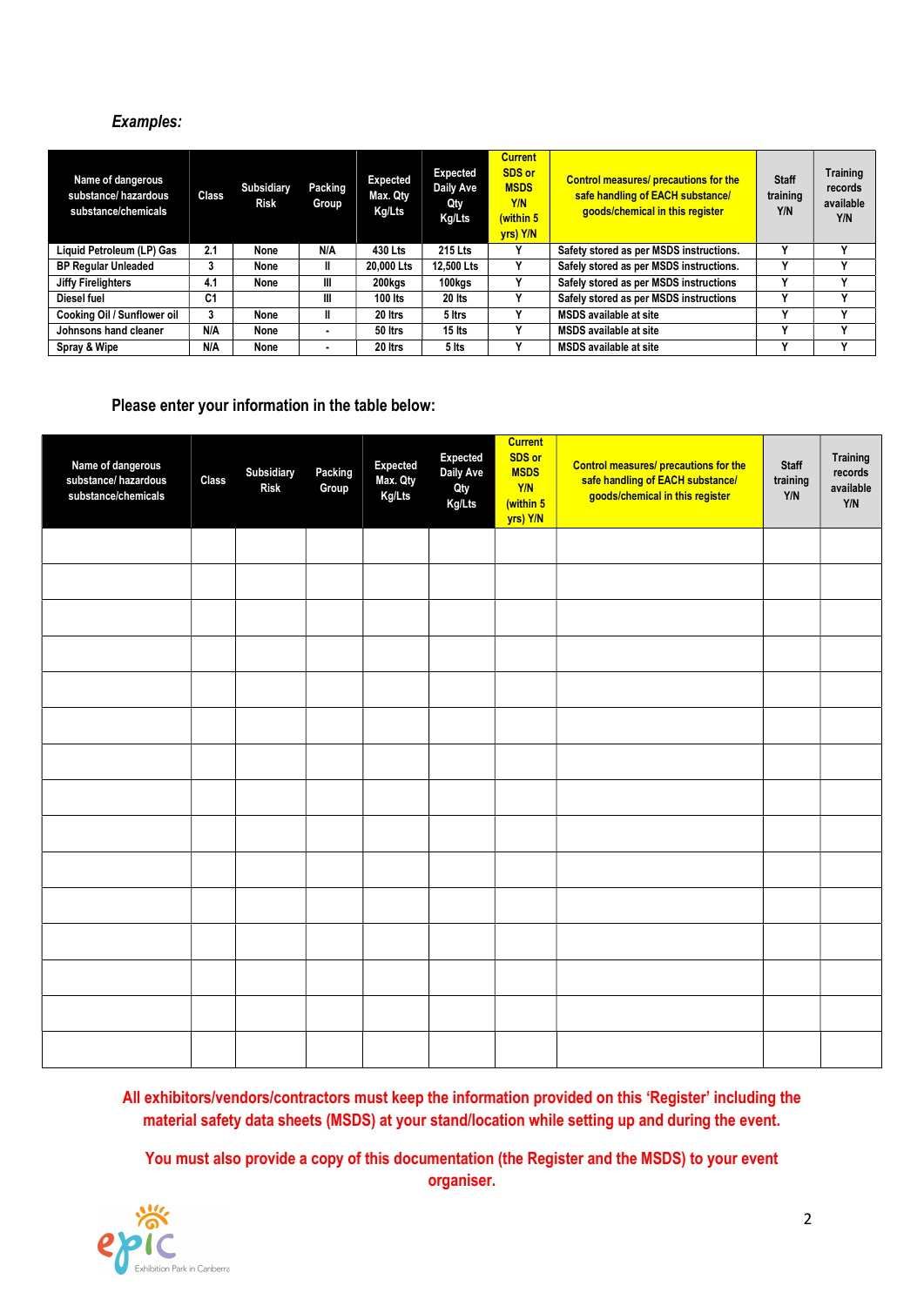*Examples:*

| Name of dangerous substance/ hazardous substance/chemicals | Class | Subsidiary Risk | Packing Group | Expected Max. Qty Kg/Lts | Expected Daily Ave Qty Kg/Lts | Current SDS or MSDS Y/N (within 5 yrs) Y/N | Control measures/ precautions for the safe handling of EACH substance/ goods/chemical in this register | Staff training Y/N | Training records available Y/N |
|---|---|---|---|---|---|---|---|---|---|
| Liquid Petroleum (LP) Gas | 2.1 | None | N/A | 430 Lts | 215 Lts | Y | Safety stored as per MSDS instructions. | Y | Y |
| BP Regular Unleaded | 3 | None | II | 20,000 Lts | 12,500 Lts | Y | Safely stored as per MSDS instructions. | Y | Y |
| Jiffy Firelighters | 4.1 | None | III | 200kgs | 100kgs | Y | Safely stored as per MSDS instructions | Y | Y |
| Diesel fuel | C1 | | III | 100 lts | 20 lts | Y | Safely stored as per MSDS instructions | Y | Y |
| Cooking Oil / Sunflower oil | 3 | None | II | 20 ltrs | 5 ltrs | Y | MSDS available at site | Y | Y |
| Johnsons hand cleaner | N/A | None | - | 50 ltrs | 15 lts | Y | MSDS available at site | Y | Y |
| Spray & Wipe | N/A | None | - | 20 ltrs | 5 lts | Y | MSDS available at site | Y | Y |

**Please enter your information in the table below:**

| Name of dangerous substance/ hazardous substance/chemicals | Class | Subsidiary Risk | Packing Group | Expected Max. Qty Kg/Lts | Expected Daily Ave Qty Kg/Lts | Current SDS or MSDS Y/N (within 5 yrs) Y/N | Control measures/ precautions for the safe handling of EACH substance/ goods/chemical in this register | Staff training Y/N | Training records available Y/N |
|---|---|---|---|---|---|---|---|---|---|
| | | | | | | | | | |
| | | | | | | | | | |
| | | | | | | | | | |
| | | | | | | | | | |
| | | | | | | | | | |
| | | | | | | | | | |
| | | | | | | | | | |
| | | | | | | | | | |
| | | | | | | | | | |
| | | | | | | | | | |
| | | | | | | | | | |
| | | | | | | | | | |
| | | | | | | | | | |
| | | | | | | | | | |
| | | | | | | | | | |

**All exhibitors/vendors/contractors must keep the information provided on this 'Register' including the material safety data sheets (MSDS) at your stand/location while setting up and during the event.**

**You must also provide a copy of this documentation (the Register and the MSDS) to your event organiser.**

epic Exhibition Park in Canberra